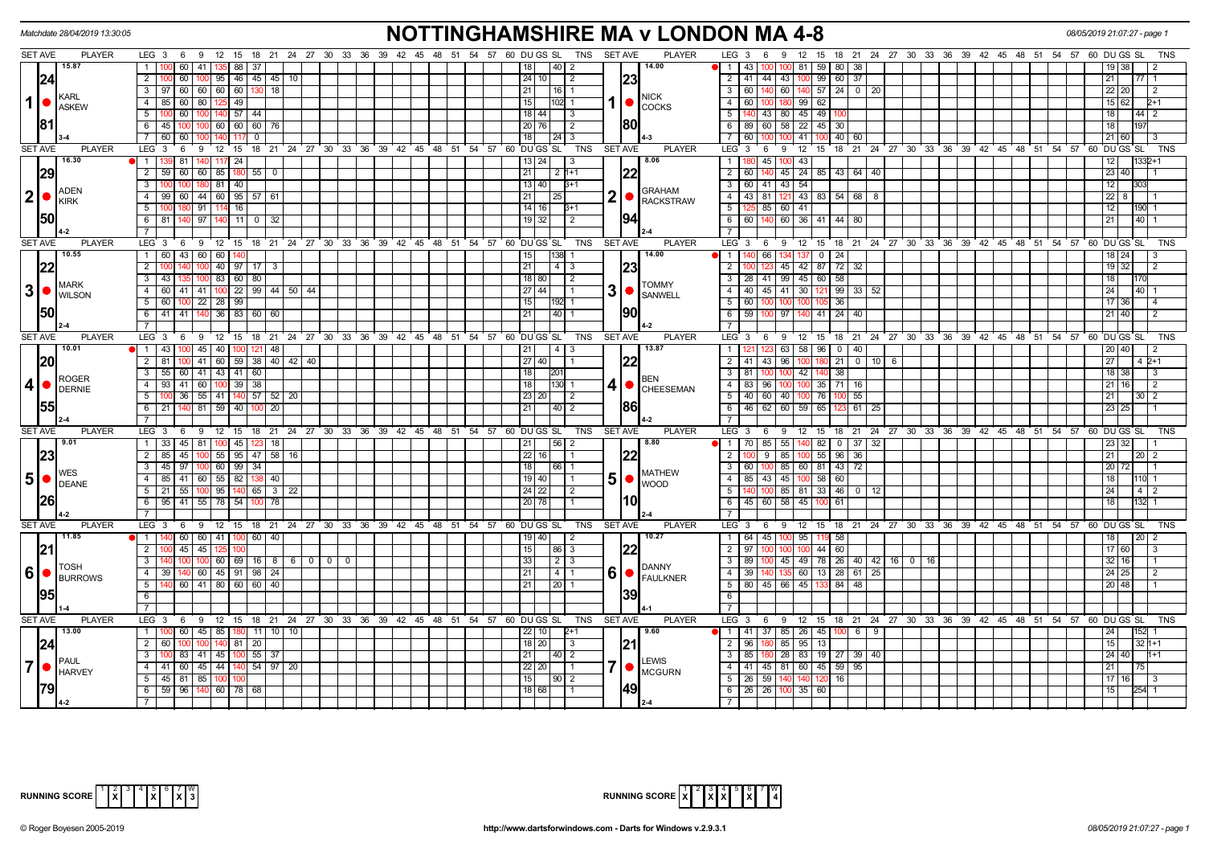Matchdate 28/04/2019 13:30:05

# NOTTINGHAMSHIRE MA v LONDON MA 4-8

08/05/2019 21:07:27 - page 1

## Match 1

| SET AVE | PLAYER | LEG | Scores | DU | GS | SL | TNS |
|---|---|---|---|---|---|---|---|
| 15.87 | KARL ASKEW | 1 | 100 60 41 135 88 37 | 18 | | 40 | 2 |
| 24 | | 2 | 100 60 100 95 46 45 45 10 | 24 | 10 | | 2 |
| | | 3 | 97 60 60 60 60 130 18 | 21 | | 16 | 1 |
| | | 4 | 85 60 80 125 49 | 15 | | 102 | 1 |
| 81 | | 5 | 100 60 100 140 57 44 | 18 | 44 | | 3 |
| | | 6 | 45 100 100 60 60 60 76 | 20 | 76 | | 2 |
| 3-4 | | 7 | 60 60 100 140 117 0 | 18 | | 24 | 3 |

| SET AVE | PLAYER | LEG | Scores | DU | GS | SL | TNS |
|---|---|---|---|---|---|---|---|
| 14.00 | NICK COCKS | 1 | 43 100 100 81 59 80 38 | 19 | 38 | | 2 |
| 23 | | 2 | 41 44 43 100 99 60 37 | 21 | | 77 | 1 |
| | | 3 | 60 140 60 140 57 24 0 20 | 22 | 20 | | 2 |
| | | 4 | 60 100 180 99 62 | 15 | 62 | | 2+1 |
| 80 | | 5 | 140 43 80 45 49 100 | 18 | | 44 | 2 |
| | | 6 | 89 60 58 22 45 30 | 18 | | 197 | |
| 4-3 | | 7 | 60 100 100 41 100 40 60 | 21 | 60 | | 3 |

## Match 2

| SET AVE | PLAYER | LEG | Scores | DU | GS | SL | TNS |
|---|---|---|---|---|---|---|---|
| 16.30 | ADEN KIRK | 1 | 139 81 140 117 24 | 13 | 24 | | 3 |
| 29 | | 2 | 59 60 60 85 180 55 0 | 21 | | 2 | 1+1 |
| | | 3 | 100 100 180 81 40 | 13 | 40 | | 3+1 |
| | | 4 | 99 60 44 60 95 57 61 | 21 | | 25 | |
| 50 | | 5 | 100 180 91 114 16 | 14 | 16 | | 3+1 |
| | | 6 | 81 140 97 140 11 0 32 | 19 | 32 | | 2 |
| 4-2 | | 7 | | | | | |

| SET AVE | PLAYER | LEG | Scores | DU | GS | SL | TNS |
|---|---|---|---|---|---|---|---|
| 8.06 | GRAHAM RACKSTRAW | 1 | 180 45 100 43 | 12 | | 133 | 2+1 |
| 22 | | 2 | 60 140 45 24 85 43 64 40 | 23 | 40 | | 1 |
| | | 3 | 60 41 43 54 | 12 | | 303 | |
| | | 4 | 43 81 121 43 83 54 68 8 | 22 | 8 | | 1 |
| 94 | | 5 | 125 85 60 41 | 12 | | 190 | 1 |
| | | 6 | 60 140 60 36 41 44 80 | 21 | | 40 | 1 |
| 2-4 | | 7 | | | | | |

## Match 3

| SET AVE | PLAYER | LEG | Scores | DU | GS | SL | TNS |
|---|---|---|---|---|---|---|---|
| 10.55 | MARK WILSON | 1 | 60 43 60 60 140 | 15 | | 138 | 1 |
| 22 | | 2 | 100 140 100 40 97 17 3 | 21 | | 4 | 3 |
| | | 3 | 43 135 100 83 60 80 | 18 | 80 | | 2 |
| | | 4 | 60 41 41 100 22 99 44 50 44 | 27 | 44 | | 1 |
| 50 | | 5 | 60 100 22 28 99 | 15 | | 192 | 1 |
| | | 6 | 41 41 140 36 83 60 60 | 21 | | 40 | 1 |
| 2-4 | | 7 | | | | | |

| SET AVE | PLAYER | LEG | Scores | DU | GS | SL | TNS |
|---|---|---|---|---|---|---|---|
| 14.00 | TOMMY SANWELL | 1 | 140 66 134 137 0 24 | 18 | 24 | | 3 |
| 23 | | 2 | 100 123 45 42 87 72 32 | 19 | 32 | | 2 |
| | | 3 | 28 41 99 45 60 58 | 18 | | 170 | |
| | | 4 | 40 45 41 30 121 99 33 52 | 24 | | 40 | 1 |
| 90 | | 5 | 60 100 100 100 105 36 | 17 | 36 | | 4 |
| | | 6 | 59 100 97 140 41 24 40 | 21 | 40 | | 2 |
| 4-2 | | 7 | | | | | |

## Match 4

| SET AVE | PLAYER | LEG | Scores | DU | GS | SL | TNS |
|---|---|---|---|---|---|---|---|
| 10.01 | ROGER DERNIE | 1 | 43 100 45 40 100 121 48 | 21 | | 4 | 3 |
| 20 | | 2 | 81 100 41 60 59 38 40 42 40 | 27 | 40 | | 1 |
| | | 3 | 55 60 41 43 41 60 | 18 | | 201 | |
| | | 4 | 93 41 60 100 39 38 | 18 | | 130 | 1 |
| 55 | | 5 | 100 36 55 41 140 57 52 20 | 23 | 20 | | 2 |
| | | 6 | 21 140 81 59 40 100 20 | 21 | | 40 | 2 |
| 2-4 | | 7 | | | | | |

| SET AVE | PLAYER | LEG | Scores | DU | GS | SL | TNS |
|---|---|---|---|---|---|---|---|
| 13.87 | BEN CHEESEMAN | 1 | 121 123 63 58 96 0 40 | 20 | 40 | | 2 |
| 22 | | 2 | 41 43 96 100 180 21 0 10 6 | 27 | | 4 | 2+1 |
| | | 3 | 81 100 100 42 140 38 | 18 | 38 | | 3 |
| | | 4 | 83 96 100 100 35 71 16 | 21 | 16 | | 2 |
| 86 | | 5 | 40 60 40 100 76 100 55 | 21 | | 30 | 2 |
| | | 6 | 46 62 60 59 65 123 61 25 | 23 | 25 | | 1 |
| 4-2 | | 7 | | | | | |

## Match 5

| SET AVE | PLAYER | LEG | Scores | DU | GS | SL | TNS |
|---|---|---|---|---|---|---|---|
| 9.01 | WES DEANE | 1 | 33 45 81 100 45 123 18 | 21 | | 56 | 2 |
| 23 | | 2 | 85 45 100 55 95 47 58 16 | 22 | 16 | | 1 |
| | | 3 | 45 97 100 60 99 34 | 18 | | 66 | 1 |
| | | 4 | 85 41 60 55 82 138 40 | 19 | 40 | | 1 |
| 26 | | 5 | 21 55 100 95 140 65 3 22 | 24 | 22 | | 2 |
| | | 6 | 95 41 55 78 54 100 78 | 20 | 78 | | 1 |
| 4-2 | | 7 | | | | | |

| SET AVE | PLAYER | LEG | Scores | DU | GS | SL | TNS |
|---|---|---|---|---|---|---|---|
| 8.80 | MATHEW WOOD | 1 | 70 85 55 140 82 0 37 32 | 23 | 32 | | 1 |
| 22 | | 2 | 100 9 85 100 55 96 36 | 21 | | 20 | 2 |
| | | 3 | 60 100 85 60 81 43 72 | 20 | 72 | | 1 |
| | | 4 | 85 43 45 100 58 60 | 18 | | 110 | 1 |
| 10 | | 5 | 140 100 85 81 33 46 0 12 | 24 | | 4 | 2 |
| | | 6 | 45 60 58 45 100 61 | 18 | | 132 | 1 |
| 2-4 | | 7 | | | | | |

## Match 6

| SET AVE | PLAYER | LEG | Scores | DU | GS | SL | TNS |
|---|---|---|---|---|---|---|---|
| 11.85 | TOSH BURROWS | 1 | 140 60 60 41 100 60 40 | 19 | 40 | | 2 |
| 21 | | 2 | 100 45 45 125 100 | 15 | | 86 | 3 |
| | | 3 | 140 100 100 60 69 16 8 6 0 0 0 | 33 | | 2 | 3 |
| | | 4 | 39 140 60 45 91 98 24 | 21 | | 4 | 1 |
| 95 | | 5 | 140 60 41 80 60 60 40 | 21 | | 20 | 1 |
| | | 6 | | | | | |
| 1-4 | | 7 | | | | | |

| SET AVE | PLAYER | LEG | Scores | DU | GS | SL | TNS |
|---|---|---|---|---|---|---|---|
| 10.27 | DANNY FAULKNER | 1 | 64 45 100 95 119 58 | 18 | | 20 | 2 |
| 22 | | 2 | 97 100 100 100 44 60 | 17 | 60 | | 3 |
| | | 3 | 89 100 45 49 78 26 40 42 16 0 16 | 32 | 16 | | 1 |
| | | 4 | 39 140 135 60 13 28 61 25 | 24 | 25 | | 2 |
| 39 | | 5 | 80 45 66 45 133 84 48 | 20 | 48 | | 1 |
| | | 6 | | | | | |
| 4-1 | | 7 | | | | | |

## Match 7

| SET AVE | PLAYER | LEG | Scores | DU | GS | SL | TNS |
|---|---|---|---|---|---|---|---|
| 13.00 | PAUL HARVEY | 1 | 100 60 45 85 180 11 10 10 | 22 | 10 | | 2+1 |
| 24 | | 2 | 60 100 100 140 81 20 | 18 | 20 | | 3 |
| | | 3 | 100 83 41 45 100 55 37 | 21 | | 40 | 2 |
| | | 4 | 41 60 45 44 140 54 97 20 | 22 | 20 | | 1 |
| 79 | | 5 | 45 81 85 100 100 | 15 | | 90 | 2 |
| | | 6 | 59 96 140 60 78 68 | 18 | 68 | | 1 |
| 4-2 | | 7 | | | | | |

| SET AVE | PLAYER | LEG | Scores | DU | GS | SL | TNS |
|---|---|---|---|---|---|---|---|
| 9.60 | LEWIS MCGURN | 1 | 41 37 85 26 45 100 6 9 | 24 | | 152 | 1 |
| 21 | | 2 | 96 180 85 95 13 | 15 | | 32 | 1+1 |
| | | 3 | 85 180 28 83 19 27 39 40 | 24 | 40 | | 1+1 |
| | | 4 | 41 45 81 60 45 59 95 | 21 | | 75 | |
| 49 | | 5 | 26 59 140 140 120 16 | 17 | 16 | | 3 |
| | | 6 | 26 26 100 35 60 | 15 | | 254 | 1 |
| 2-4 | | 7 | | | | | |

RUNNING SCORE (Nottinghamshire MA)

| 1 | 2 | 3 | 4 | 5 | 6 | 7 | W |
|---|---|---|---|---|---|---|---|
| | X | | | X | | X | 3 |

RUNNING SCORE (London MA)

| 1 | 2 | 3 | 4 | 5 | 6 | 7 | W |
|---|---|---|---|---|---|---|---|
| X | | X | X | | X | | 4 |

© Roger Boyesen 2005-2019 http://www.dartsforwindows.com - Darts for Windows v.2.9.3.1 08/05/2019 21:07:27 - page 1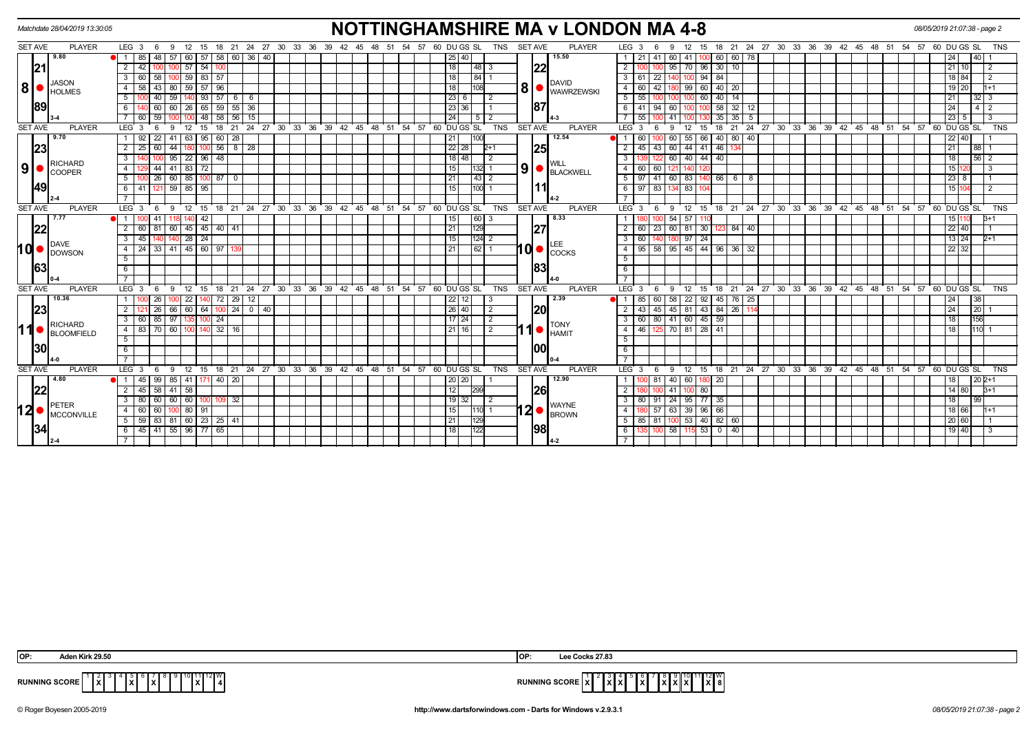Matchdate 28/04/2019 13:30:05

# NOTTINGHAMSHIRE MA v LONDON MA 4-8

08/05/2019 21:07:38 - page 2

| SET AVE | PLAYER | LEG | 3 | 6 | 9 | 12 | 15 | 18 | 21 | 24 | 27 | DU | GS | SL | TNS | SET AVE | PLAYER | LEG | 3 | 6 | 9 | 12 | 15 | 18 | 21 | 24 | 27 | DU | GS | SL | TNS |
|---|---|---|---|---|---|---|---|---|---|---|---|---|---|---|---|---|---|---|---|---|---|---|---|---|---|---|---|---|---|---|---|
| 9.80 | 8 JASON HOLMES | 1 | 85 | 48 | 57 | 60 | 57 | 58 | 60 | 36 | 40 | 25 | 40 | | | 15.50 | 8 DAVID WAWRZEWSKI | 1 | 21 | 41 | 60 | 41 | 100 | 60 | 60 | 78 | | | 24 | 40 | 1 |
| 21 | | 2 | 42 | 100 | 100 | 57 | 54 | 100 | | | | | 18 | 48 | 3 | 22 | | 2 | 100 | 100 | 95 | 70 | 96 | 30 | 10 | | | 21 | 10 | | 2 |
| | | 3 | 60 | 58 | 100 | 59 | 83 | 57 | | | | | 18 | 84 | 1 | | | 3 | 61 | 22 | 140 | 100 | 94 | 84 | | | | | 18 | 84 | 2 |
| | | 4 | 58 | 43 | 80 | 59 | 57 | 96 | | | | | 18 | 108 | | | | 4 | 60 | 42 | 180 | 99 | 60 | 40 | 20 | | | 19 | 20 | | 1+1 |
| | | 5 | 100 | 40 | 59 | 140 | 93 | 57 | 6 | 6 | | 23 | 6 | | 2 | | | 5 | 55 | 100 | 100 | 100 | 60 | 40 | 14 | | | | 21 | 32 | 3 |
| 89 | | 6 | 140 | 60 | 60 | 26 | 65 | 59 | 55 | 36 | | 23 | 36 | | 1 | 87 | | 6 | 41 | 94 | 60 | 100 | 100 | 58 | 32 | 12 | | | 24 | 4 | 2 |
| 3-4 | | 7 | 60 | 59 | 100 | 100 | 48 | 58 | 56 | 15 | | | 24 | 5 | 2 | 4-3 | | 7 | 55 | 100 | 41 | 100 | 130 | 35 | 35 | 5 | | 23 | 5 | | 3 |
| 9.70 | 9 RICHARD COOPER | 1 | 92 | 22 | 41 | 63 | 95 | 60 | 28 | | | | 21 | 100 | | 12.54 | 9 WILL BLACKWELL | 1 | 60 | 100 | 60 | 55 | 66 | 40 | 80 | 40 | | 22 | 40 | | 1 |
| 23 | | 2 | 25 | 60 | 44 | 180 | 100 | 56 | 8 | 28 | | 22 | 28 | | 2+1 | 25 | | 2 | 45 | 43 | 60 | 44 | 41 | 46 | 134 | | | | 21 | 88 | 1 |
| | | 3 | 140 | 100 | 95 | 22 | 96 | 48 | | | | 18 | 48 | | 2 | | | 3 | 139 | 122 | 60 | 40 | 44 | 40 | | | | | 18 | 56 | 2 |
| | | 4 | 129 | 44 | 41 | 83 | 72 | | | | | | 15 | 132 | 1 | | | 4 | 60 | 60 | 121 | 140 | 120 | | | | | 15 | 120 | | 3 |
| | | 5 | 100 | 26 | 60 | 85 | 100 | 87 | 0 | | | | 21 | 43 | 2 | | | 5 | 97 | 41 | 60 | 83 | 140 | 66 | 6 | 8 | | 23 | 8 | | 1 |
| 49 | | 6 | 41 | 121 | 59 | 85 | 95 | | | | | | 15 | 100 | 1 | 11 | | 6 | 97 | 83 | 134 | 83 | 104 | | | | | 15 | 104 | | 2 |
| 2-4 | | 7 | | | | | | | | | | | | | | 4-2 | | 7 | | | | | | | | | | | | | |
| 7.77 | 10 DAVE DOWSON | 1 | 100 | 41 | 118 | 140 | 42 | | | | | | 15 | 60 | 3 | 8.33 | 10 LEE COCKS | 1 | 180 | 100 | 54 | 57 | 110 | | | | | 15 | 110 | | 3+1 |
| 22 | | 2 | 60 | 81 | 60 | 45 | 45 | 40 | 41 | | | | 21 | 129 | | 27 | | 2 | 60 | 23 | 60 | 81 | 30 | 123 | 84 | 40 | | 22 | 40 | | 1 |
| | | 3 | 45 | 140 | 140 | 28 | 24 | | | | | | 15 | 124 | 2 | | | 3 | 60 | 140 | 180 | 97 | 24 | | | | | 13 | 24 | | 2+1 |
| | | 4 | 24 | 33 | 41 | 45 | 60 | 97 | 139 | | | | 21 | 62 | 1 | | | 4 | 95 | 58 | 95 | 45 | 44 | 96 | 36 | 32 | | 22 | 32 | | |
| 63 | | 5 | | | | | | | | | | | | | | 83 | | 5 | | | | | | | | | | | | | |
| 0-4 | | 6 | | | | | | | | | | | | | | 4-0 | | 6 | | | | | | | | | | | | | |
| 10.36 | 11 RICHARD BLOOMFIELD | 1 | 100 | 26 | 100 | 22 | 140 | 72 | 29 | 12 | | 22 | 12 | | 3 | 2.39 | 11 TONY HAMIT | 1 | 85 | 60 | 58 | 22 | 92 | 45 | 76 | 25 | | | 24 | 38 | |
| 23 | | 2 | 121 | 26 | 66 | 60 | 64 | 100 | 24 | 0 | 40 | 26 | 40 | | 2 | 20 | | 2 | 43 | 45 | 45 | 81 | 43 | 84 | 26 | 114 | | | 24 | 20 | 1 |
| | | 3 | 60 | 85 | 97 | 135 | 100 | 24 | | | | 17 | 24 | | 2 | | | 3 | 60 | 80 | 41 | 60 | 45 | 59 | | | | | 18 | 156 | |
| | | 4 | 83 | 70 | 60 | 100 | 140 | 32 | 16 | | | 21 | 16 | | 2 | | | 4 | 46 | 125 | 70 | 81 | 28 | 41 | | | | | 18 | 110 | 1 |
| 30 | | 5 | | | | | | | | | | | | | | 00 | | 5 | | | | | | | | | | | | | |
| 4-0 | | 6 | | | | | | | | | | | | | | 0-4 | | 6 | | | | | | | | | | | | | |
| 4.80 | 12 PETER MCCONVILLE | 1 | 45 | 99 | 85 | 41 | 171 | 40 | 20 | | | 20 | 20 | | 1 | 12.90 | 12 WAYNE BROWN | 1 | 100 | 81 | 40 | 60 | 180 | 20 | | | | | 18 | 20 | 2+1 |
| 22 | | 2 | 45 | 58 | 41 | 58 | | | | | | | 12 | 299 | | 26 | | 2 | 180 | 100 | 41 | 100 | 80 | | | | | 14 | 80 | | 3+1 |
| | | 3 | 80 | 60 | 60 | 60 | 100 | 109 | 32 | | | 19 | 32 | | 2 | | | 3 | 80 | 91 | 24 | 95 | 77 | 35 | | | | | 18 | 99 | |
| | | 4 | 60 | 60 | 100 | 80 | 91 | | | | | | 15 | 110 | 1 | | | 4 | 180 | 57 | 63 | 39 | 96 | 66 | | | | 18 | 66 | | 1+1 |
| | | 5 | 59 | 83 | 81 | 60 | 23 | 25 | 41 | | | | 21 | 129 | | | | 5 | 85 | 81 | 100 | 53 | 40 | 82 | 60 | | | 20 | 60 | | 1 |
| 34 | | 6 | 45 | 41 | 55 | 96 | 77 | 65 | | | | | 18 | 122 | | 98 | | 6 | 135 | 100 | 58 | 115 | 53 | 0 | 40 | | | 19 | 40 | | 3 |
| 2-4 | | 7 | | | | | | | | | | | | | | 4-2 | | 7 | | | | | | | | | | | | | |

OP: Aden Kirk 29.50

OP: Lee Cocks 27.83

RUNNING SCORE (Nottinghamshire): X at 3, 5, 11 — W: 4

RUNNING SCORE (London): X at 1, 2, 4, 6, 7, 8, 9, 10, 12 — W: 8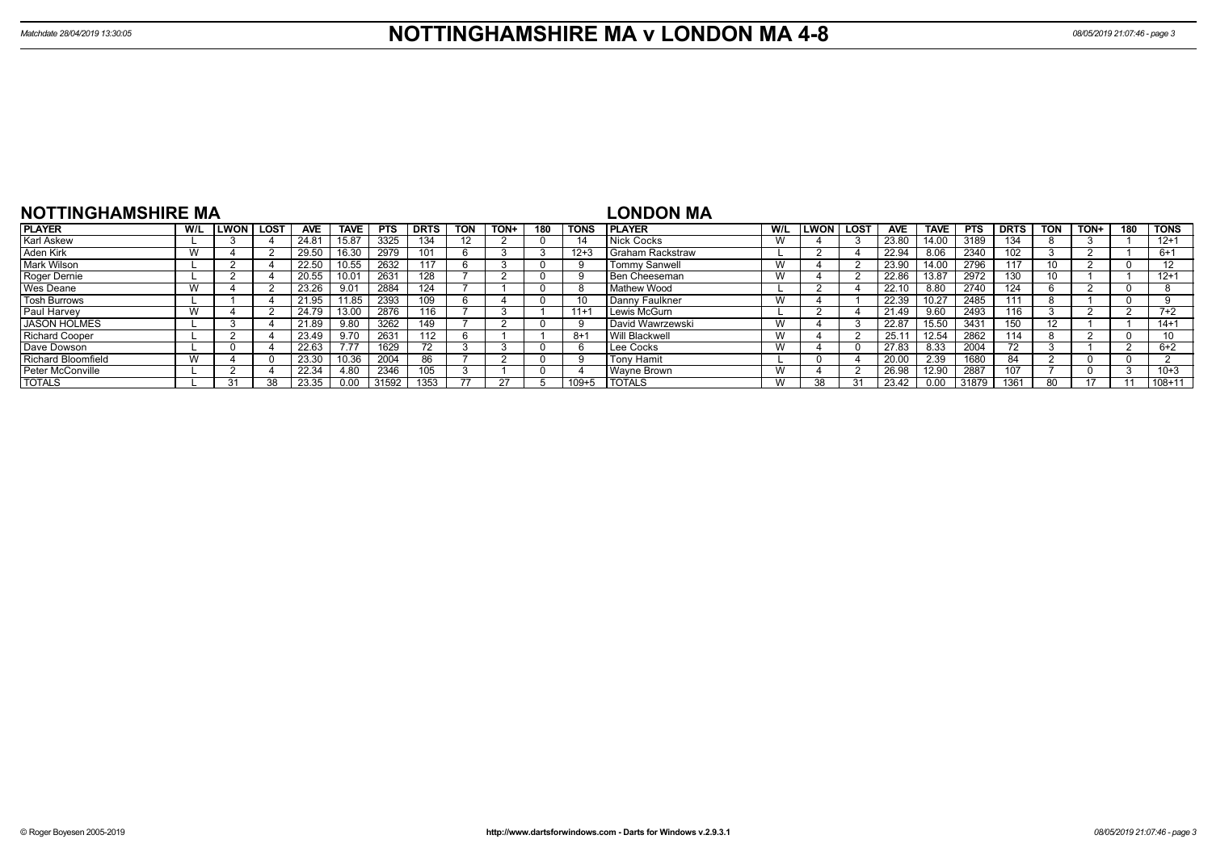# NOTTINGHAMSHIRE MA v LONDON MA 4-8

Matchdate 28/04/2019 13:30:05

## NOTTINGHAMSHIRE MA

| PLAYER | W/L | LWON | LOST | AVE | TAVE | PTS | DRTS | TON | TON+ | 180 | TONS |
|---|---|---|---|---|---|---|---|---|---|---|---|
| Karl Askew | L | 3 | 4 | 24.81 | 15.87 | 3325 | 134 | 12 | 2 | 0 | 14 |
| Aden Kirk | W | 4 | 2 | 29.50 | 16.30 | 2979 | 101 | 6 | 3 | 3 | 12+3 |
| Mark Wilson | L | 2 | 4 | 22.50 | 10.55 | 2632 | 117 | 6 | 3 | 0 | 9 |
| Roger Dernie | L | 2 | 4 | 20.55 | 10.01 | 2631 | 128 | 7 | 2 | 0 | 9 |
| Wes Deane | W | 4 | 2 | 23.26 | 9.01 | 2884 | 124 | 7 | 1 | 0 | 8 |
| Tosh Burrows | L | 1 | 4 | 21.95 | 11.85 | 2393 | 109 | 6 | 4 | 0 | 10 |
| Paul Harvey | W | 4 | 2 | 24.79 | 13.00 | 2876 | 116 | 7 | 3 | 1 | 11+1 |
| JASON HOLMES | L | 3 | 4 | 21.89 | 9.80 | 3262 | 149 | 7 | 2 | 0 | 9 |
| Richard Cooper | L | 2 | 4 | 23.49 | 9.70 | 2631 | 112 | 6 | 1 | 1 | 8+1 |
| Dave Dowson | L | 0 | 4 | 22.63 | 7.77 | 1629 | 72 | 3 | 3 | 0 | 6 |
| Richard Bloomfield | W | 4 | 0 | 23.30 | 10.36 | 2004 | 86 | 7 | 2 | 0 | 9 |
| Peter McConville | L | 2 | 4 | 22.34 | 4.80 | 2346 | 105 | 3 | 1 | 0 | 4 |
| TOTALS | L | 31 | 38 | 23.35 | 0.00 | 31592 | 1353 | 77 | 27 | 5 | 109+5 |

## LONDON MA

| PLAYER | W/L | LWON | LOST | AVE | TAVE | PTS | DRTS | TON | TON+ | 180 | TONS |
|---|---|---|---|---|---|---|---|---|---|---|---|
| Nick Cocks | W | 4 | 3 | 23.80 | 14.00 | 3189 | 134 | 8 | 3 | 1 | 12+1 |
| Graham Rackstraw | L | 2 | 4 | 22.94 | 8.06 | 2340 | 102 | 3 | 2 | 1 | 6+1 |
| Tommy Sanwell | W | 4 | 2 | 23.90 | 14.00 | 2796 | 117 | 10 | 2 | 0 | 12 |
| Ben Cheeseman | W | 4 | 2 | 22.86 | 13.87 | 2972 | 130 | 10 | 1 | 1 | 12+1 |
| Mathew Wood | L | 2 | 4 | 22.10 | 8.80 | 2740 | 124 | 6 | 2 | 0 | 8 |
| Danny Faulkner | W | 4 | 1 | 22.39 | 10.27 | 2485 | 111 | 8 | 1 | 0 | 9 |
| Lewis McGurn | L | 2 | 4 | 21.49 | 9.60 | 2493 | 116 | 3 | 2 | 2 | 7+2 |
| David Wawrzewski | W | 4 | 3 | 22.87 | 15.50 | 3431 | 150 | 12 | 1 | 1 | 14+1 |
| Will Blackwell | W | 4 | 2 | 25.11 | 12.54 | 2862 | 114 | 8 | 2 | 0 | 10 |
| Lee Cocks | W | 4 | 0 | 27.83 | 8.33 | 2004 | 72 | 3 | 1 | 2 | 6+2 |
| Tony Hamit | L | 0 | 4 | 20.00 | 2.39 | 1680 | 84 | 2 | 0 | 0 | 2 |
| Wayne Brown | W | 4 | 2 | 26.98 | 12.90 | 2887 | 107 | 7 | 0 | 3 | 10+3 |
| TOTALS | W | 38 | 31 | 23.42 | 0.00 | 31879 | 1361 | 80 | 17 | 11 | 108+11 |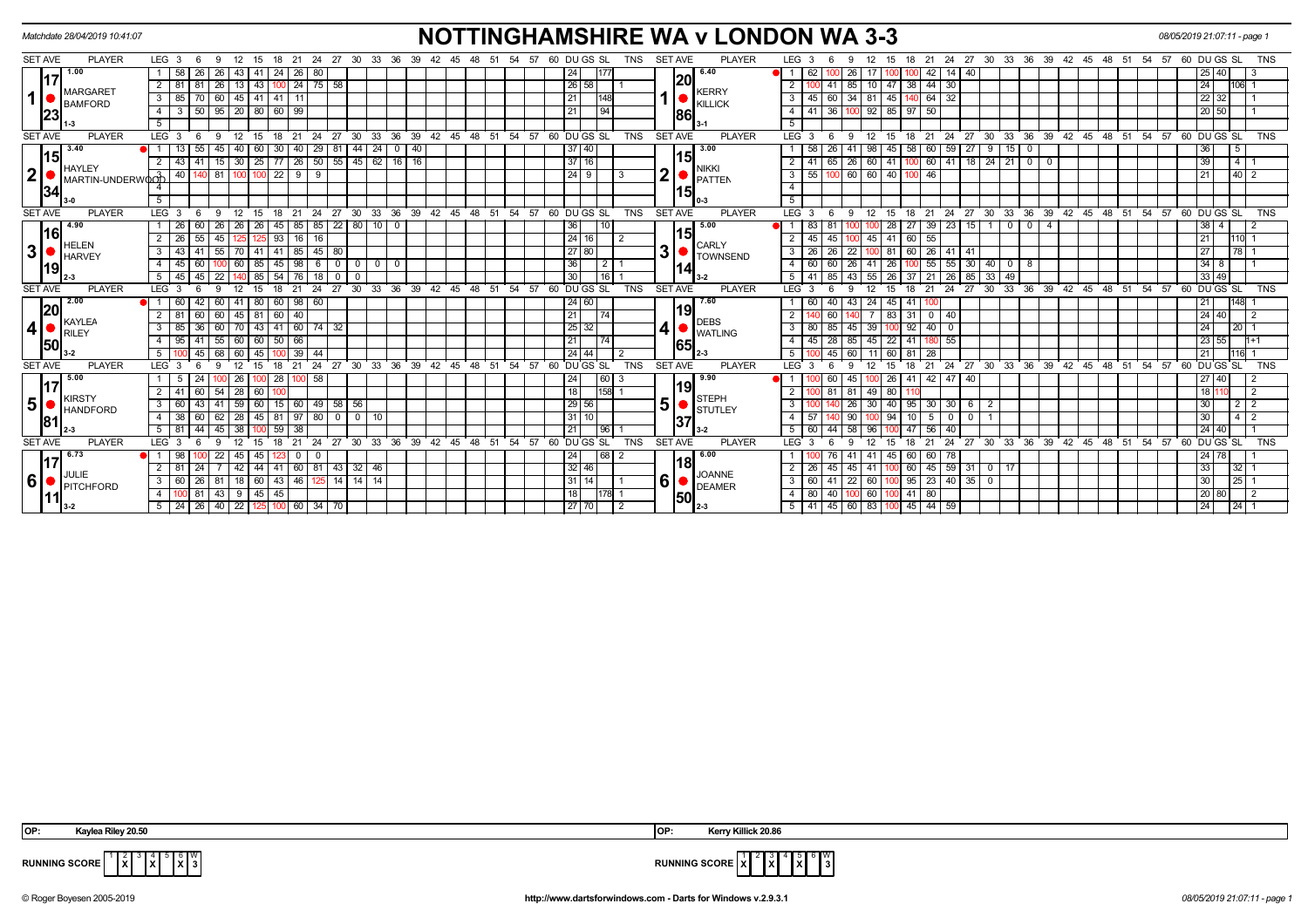Matchdate 28/04/2019 10:41:07

# NOTTINGHAMSHIRE WA v LONDON WA 3-3

08/05/2019 21:07:11 - page 1

| SET AVE | PLAYER | LEG | 3 | 6 | 9 | 12 | 15 | 18 | 21 | 24 | 27 | 30 | 33 | 36 | 39 | 42 | 45 | DU | GS | SL | TNS | SET AVE | PLAYER | LEG | 3 | 6 | 9 | 12 | 15 | 18 | 21 | 24 | 27 | 30 | 33 | 36 | 39 | DU | GS | SL | TNS |
|---|---|---|---|---|---|---|---|---|---|---|---|---|---|---|---|---|---|---|---|---|---|---|---|---|---|---|---|---|---|---|---|---|---|---|---|---|---|---|---|---|---|
| 1.00 / 17.23 | 1 MARGARET BAMFORD 1-3 | 1 | 58 | 26 | 26 | 43 | 41 | 24 | 26 | 80 | | | | | | | | 24 | | 177 | | 6.40 / 20.86 | 1 KERRY KILLICK 3-1 | 1 | 62 | 100 | 26 | 17 | 100 | 100 | 42 | 14 | 40 | | | | | 25 | 40 | | 3 |
| | | 2 | 81 | 81 | 26 | 13 | 43 | 100 | 24 | 75 | 58 | | | | | | | 26 | 58 | | 1 | | | 2 | 100 | 41 | 85 | 10 | 47 | 38 | 44 | 30 | | | | | | 24 | | 106 | 1 |
| | | 3 | 85 | 70 | 60 | 45 | 41 | 41 | 11 | | | | | | | | | 21 | | 148 | | | | 3 | 45 | 60 | 34 | 81 | 45 | 140 | 64 | 32 | | | | | | 22 | 32 | | 1 |
| | | 4 | 3 | 50 | 95 | 20 | 80 | 60 | 99 | | | | | | | | | 21 | | 94 | | | | 4 | 41 | 36 | 100 | 92 | 85 | 97 | 50 | | | | | | | 20 | 50 | | 1 |
| 3.40 / 15.34 | 2 HAYLEY MARTIN-UNDERWOOD 3-0 | 1 | 13 | 55 | 45 | 40 | 60 | 30 | 40 | 29 | 81 | 44 | 24 | 0 | 40 | | | 37 | 40 | | | 3.00 / 15.15 | 2 NIKKI PATTEN 0-3 | 1 | 58 | 26 | 41 | 98 | 45 | 58 | 60 | 59 | 27 | 9 | 15 | 0 | | 36 | | 5 | |
| | | 2 | 43 | 41 | 15 | 30 | 25 | 77 | 26 | 50 | 55 | 45 | 62 | 16 | 16 | | | 37 | 16 | | | | | 2 | 41 | 65 | 26 | 60 | 41 | 100 | 60 | 41 | 18 | 24 | 21 | 0 | 0 | 39 | | 4 | 1 |
| | | 3 | 40 | 140 | 81 | 100 | 100 | 22 | 9 | 9 | | | | | | | | 24 | 9 | | 3 | | | 3 | 55 | 100 | 60 | 60 | 40 | 100 | 46 | | | | | | | 21 | | 40 | 2 |
| 4.90 / 16.19 | 3 HELEN HARVEY 2-3 | 1 | 26 | 60 | 26 | 26 | 26 | 45 | 85 | 85 | 22 | 80 | 10 | 0 | | | | 36 | | 10 | | 5.00 / 15.14 | 3 CARLY TOWNSEND 3-2 | 1 | 83 | 81 | 100 | 100 | 28 | 27 | 39 | 23 | 15 | 1 | 0 | 0 | 4 | 38 | 4 | | 2 |
| | | 2 | 26 | 55 | 45 | 125 | 125 | 93 | 16 | 16 | | | | | | | | 24 | 16 | | 2 | | | 2 | 45 | 45 | 100 | 45 | 41 | 60 | 55 | | | | | | | 21 | | 110 | 1 |
| | | 3 | 43 | 41 | 55 | 70 | 41 | 41 | 85 | 45 | 80 | | | | | | | 27 | 80 | | | | | 3 | 26 | 26 | 22 | 100 | 81 | 60 | 26 | 41 | 41 | | | | | 27 | | 78 | 1 |
| | | 4 | 45 | 60 | 100 | 60 | 85 | 45 | 98 | 6 | 0 | 0 | 0 | 0 | | | | 36 | | 2 | 1 | | | 4 | 60 | 60 | 26 | 41 | 26 | 100 | 55 | 55 | 30 | 40 | 0 | 8 | | 34 | 8 | | 1 |
| | | 5 | 45 | 45 | 22 | 140 | 85 | 54 | 76 | 18 | 0 | 0 | | | | | | 30 | | 16 | 1 | | | 5 | 41 | 85 | 43 | 55 | 26 | 37 | 21 | 26 | 85 | 33 | 49 | | | 33 | 49 | | |
| 2.00 / 20.50 | 4 KAYLEA RILEY 3-2 | 1 | 60 | 42 | 60 | 41 | 80 | 60 | 98 | 60 | | | | | | | | 24 | 60 | | | 7.60 / 19.65 | 4 DEBS WATLING 2-3 | 1 | 60 | 40 | 43 | 24 | 45 | 41 | 100 | | | | | | | 21 | | 148 | 1 |
| | | 2 | 81 | 60 | 60 | 45 | 81 | 60 | 40 | | | | | | | | | 21 | | 74 | | | | 2 | 140 | 60 | 140 | 7 | 83 | 31 | 0 | 40 | | | | | | 24 | 40 | | 2 |
| | | 3 | 85 | 36 | 60 | 70 | 43 | 41 | 60 | 74 | 32 | | | | | | | 25 | 32 | | | | | 3 | 80 | 85 | 45 | 39 | 100 | 92 | 40 | 0 | | | | | | 24 | | 20 | 1 |
| | | 4 | 95 | 41 | 55 | 60 | 60 | 50 | 66 | | | | | | | | | 21 | | 74 | | | | 4 | 45 | 28 | 85 | 45 | 22 | 41 | 180 | 55 | | | | | | 23 | 55 | | 1+1 |
| | | 5 | 100 | 45 | 68 | 60 | 45 | 100 | 39 | 44 | | | | | | | | 24 | 44 | | 2 | | | 5 | 100 | 45 | 60 | 11 | 60 | 81 | 28 | | | | | | | 21 | | 116 | 1 |
| 5.00 / 17.81 | 5 KIRSTY HANDFORD 2-3 | 1 | 5 | 24 | 100 | 26 | 100 | 28 | 100 | 58 | | | | | | | | 24 | | 60 | 3 | 9.90 / 19.37 | 5 STEPH STUTLEY 3-2 | 1 | 100 | 60 | 45 | 100 | 26 | 41 | 42 | 47 | 40 | | | | | 27 | 40 | | 2 |
| | | 2 | 41 | 60 | 54 | 28 | 60 | 100 | | | | | | | | | | 18 | | 158 | 1 | | | 2 | 100 | 81 | 81 | 49 | 80 | 110 | | | | | | | | 18 | 110 | | 2 |
| | | 3 | 60 | 43 | 41 | 59 | 60 | 15 | 60 | 49 | 58 | 56 | | | | | | 29 | 56 | | | | | 3 | 100 | 140 | 26 | 30 | 40 | 95 | 30 | 30 | 6 | 2 | | | | 30 | | 2 | 2 |
| | | 4 | 38 | 60 | 62 | 28 | 45 | 81 | 97 | 80 | 0 | 0 | 10 | | | | | 31 | 10 | | | | | 4 | 57 | 140 | 90 | 100 | 94 | 10 | 5 | 0 | 0 | 1 | | | | 30 | | 4 | 2 |
| | | 5 | 81 | 44 | 45 | 38 | 100 | 59 | 38 | | | | | | | | | 21 | | 96 | 1 | | | 5 | 60 | 44 | 58 | 96 | 100 | 47 | 56 | 40 | | | | | | 24 | 40 | | 1 |
| 6.73 / 17.11 | 6 JULIE PITCHFORD 3-2 | 1 | 98 | 100 | 22 | 45 | 45 | 123 | 0 | 0 | | | | | | | | 24 | | 68 | 2 | 6.00 / 18.50 | 6 JOANNE DEAMER 2-3 | 1 | 100 | 76 | 41 | 41 | 45 | 60 | 60 | 78 | | | | | | 24 | 78 | | 1 |
| | | 2 | 81 | 24 | 7 | 42 | 44 | 41 | 60 | 81 | 43 | 32 | 46 | | | | | 32 | 46 | | | | | 2 | 26 | 45 | 45 | 41 | 100 | 60 | 45 | 59 | 31 | 0 | 17 | | | 33 | | 32 | 1 |
| | | 3 | 60 | 26 | 81 | 18 | 60 | 43 | 46 | 125 | 14 | 14 | 14 | | | | | 31 | 14 | | 1 | | | 3 | 60 | 41 | 22 | 60 | 100 | 95 | 23 | 40 | 35 | 0 | | | | 30 | | 25 | 1 |
| | | 4 | 100 | 81 | 43 | 9 | 45 | 45 | | | | | | | | | | 18 | | 178 | 1 | | | 4 | 80 | 40 | 100 | 60 | 100 | 41 | 80 | | | | | | | 20 | 80 | | 2 |
| | | 5 | 24 | 26 | 40 | 22 | 125 | 100 | 60 | 34 | 70 | | | | | | | 27 | 70 | | 2 | | | 5 | 41 | 45 | 60 | 83 | 100 | 45 | 44 | 59 | | | | | | 24 | | 24 | 1 |

OP: Kaylea Riley 20.50

OP: Kerry Killick 20.86

| RUNNING SCORE | 1 | 2 | 3 | 4 | 5 | 6 | W |
|---|---|---|---|---|---|---|---|
| NOTTINGHAMSHIRE WA | | X | | X | | X | 3 |
| LONDON WA | X | | X | | X | | 3 |

© Roger Boyesen 2005-2019 http://www.dartsforwindows.com - Darts for Windows v.2.9.3.1 08/05/2019 21:07:11 - page 1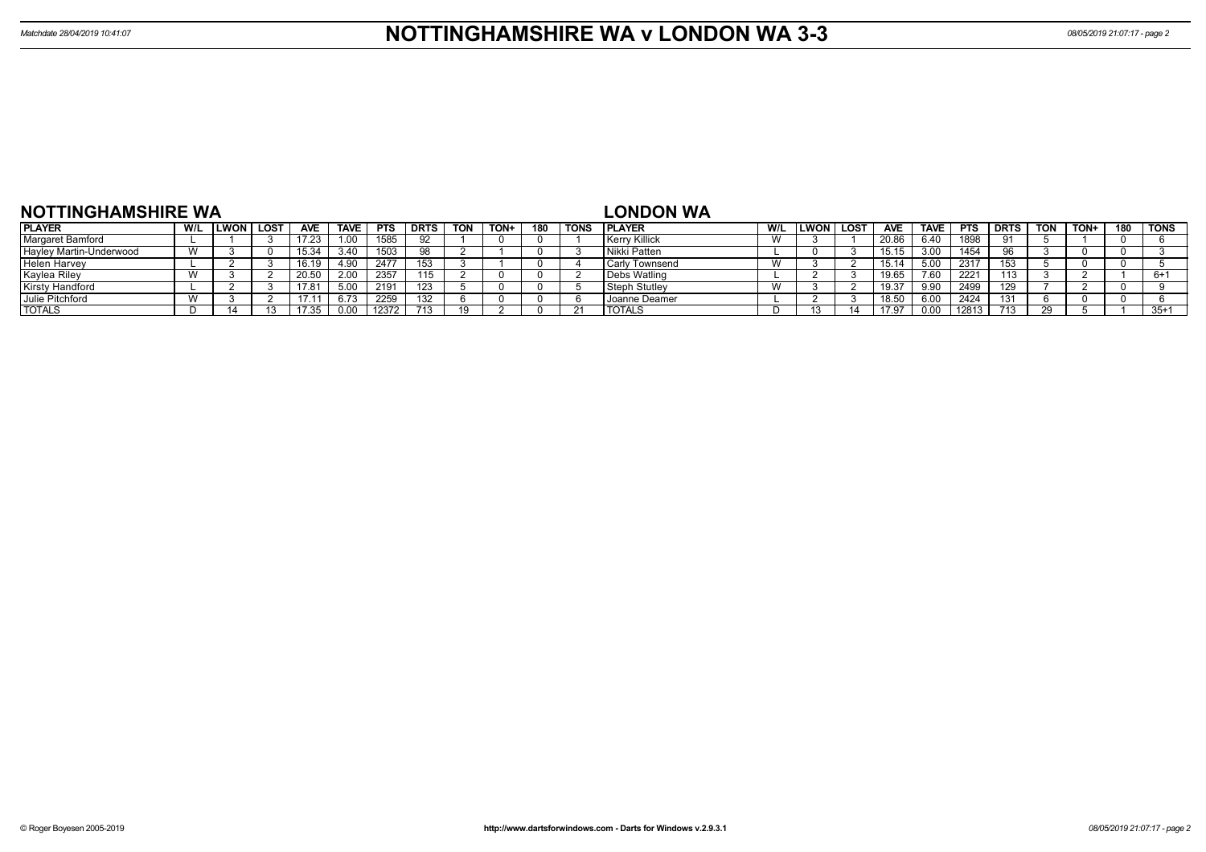# NOTTINGHAMSHIRE WA v LONDON WA 3-3

Matchdate 28/04/2019 10:41:07

## NOTTINGHAMSHIRE WA

| PLAYER | W/L | LWON | LOST | AVE | TAVE | PTS | DRTS | TON | TON+ | 180 | TONS |
|---|---|---|---|---|---|---|---|---|---|---|---|
| Margaret Bamford | L | 1 | 3 | 17.23 | 1.00 | 1585 | 92 | 1 | 0 | 0 | 1 |
| Hayley Martin-Underwood | W | 3 | 0 | 15.34 | 3.40 | 1503 | 98 | 2 | 1 | 0 | 3 |
| Helen Harvey | L | 2 | 3 | 16.19 | 4.90 | 2477 | 153 | 3 | 1 | 0 | 4 |
| Kaylea Riley | W | 3 | 2 | 20.50 | 2.00 | 2357 | 115 | 2 | 0 | 0 | 2 |
| Kirsty Handford | L | 2 | 3 | 17.81 | 5.00 | 2191 | 123 | 5 | 0 | 0 | 5 |
| Julie Pitchford | W | 3 | 2 | 17.11 | 6.73 | 2259 | 132 | 6 | 0 | 0 | 6 |
| TOTALS | D | 14 | 13 | 17.35 | 0.00 | 12372 | 713 | 19 | 2 | 0 | 21 |

## LONDON WA

| PLAYER | W/L | LWON | LOST | AVE | TAVE | PTS | DRTS | TON | TON+ | 180 | TONS |
|---|---|---|---|---|---|---|---|---|---|---|---|
| Kerry Killick | W | 3 | 1 | 20.86 | 6.40 | 1898 | 91 | 5 | 1 | 0 | 6 |
| Nikki Patten | L | 0 | 3 | 15.15 | 3.00 | 1454 | 96 | 3 | 0 | 0 | 3 |
| Carly Townsend | W | 3 | 2 | 15.14 | 5.00 | 2317 | 153 | 5 | 0 | 0 | 5 |
| Debs Watling | L | 2 | 3 | 19.65 | 7.60 | 2221 | 113 | 3 | 2 | 1 | 6+1 |
| Steph Stutley | W | 3 | 2 | 19.37 | 9.90 | 2499 | 129 | 7 | 2 | 0 | 9 |
| Joanne Deamer | L | 2 | 3 | 18.50 | 6.00 | 2424 | 131 | 6 | 0 | 0 | 6 |
| TOTALS | D | 13 | 14 | 17.97 | 0.00 | 12813 | 713 | 29 | 5 | 1 | 35+1 |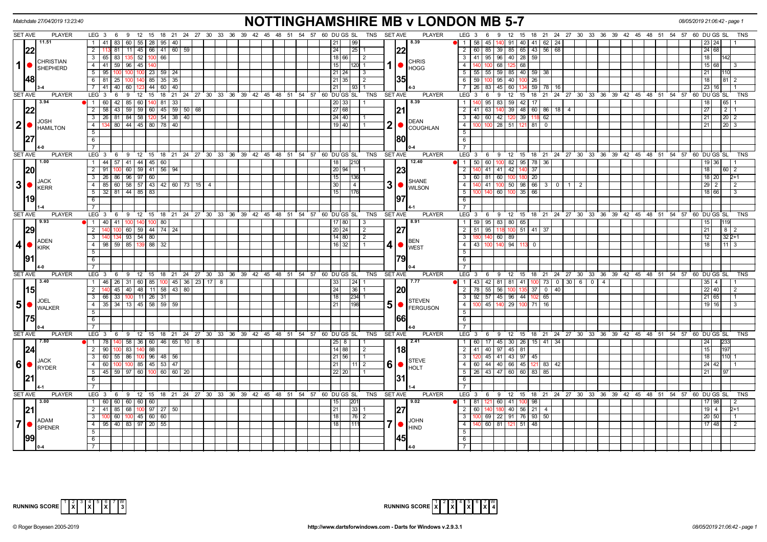Matchdate 27/04/2019 13:23:40

# NOTTINGHAMSHIRE MB v LONDON MB 5-7

08/05/2019 21:06:42 - page 1

| SET AVE | PLAYER | LEG | Scores | DU | GS | SL | TNS | SET AVE | PLAYER | LEG | Scores | DU | GS | SL | TNS |
|---|---|---|---|---|---|---|---|---|---|---|---|---|---|---|---|
| 11.51 / 22.48 / 3-4 | 1 CHRISTIAN SHEPHERD | 1 | 41 83 60 55 28 95 40 | 21 | | 99 | | 8.39 / 22.35 / 4-3 | 1 CHRIS HOGG | 1 | 58 45 140 91 40 41 62 24 | 23 | 24 | | 1 |
| | | 2 | 113 81 11 45 66 41 60 59 | 24 | | 25 | 1 | | | 2 | 60 85 39 85 65 43 56 68 | 24 | 68 | | |
| | | 3 | 65 83 135 52 100 66 | 18 | 66 | | 2 | | | 3 | 41 95 96 40 28 59 | 18 | | 142 | |
| | | 4 | 41 59 96 45 140 | 15 | | 120 | 1 | | | 4 | 140 100 68 125 68 | 15 | 68 | | 3 |
| | | 5 | 95 100 100 100 23 59 24 | 21 | 24 | | 3 | | | 5 | 55 55 59 85 40 59 38 | 21 | | 110 | |
| | | 6 | 81 25 100 140 85 35 35 | 21 | 35 | | 2 | | | 6 | 59 100 95 40 100 26 | 18 | | 81 | 2 |
| | | 7 | 41 40 60 123 44 60 40 | 21 | | 93 | 1 | | | 7 | 26 83 45 60 134 59 78 16 | 23 | 16 | | 1 |
| 3.94 / 22.27 / 4-0 | 2 JOSH HAMILTON | 1 | 60 42 85 60 140 81 33 | 20 | 33 | | 1 | 8.39 / 21.80 / 0-4 | 2 DEAN COUGHLAN | 1 | 140 95 83 59 42 17 | 18 | | 65 | 1 |
| | | 2 | 58 43 59 59 60 45 59 50 68 | 27 | 68 | | | | | 2 | 41 63 140 39 48 60 86 18 4 | 27 | | 2 | 1 |
| | | 3 | 26 81 84 58 120 54 38 40 | 24 | 40 | | 1 | | | 3 | 40 60 42 120 39 118 62 | 21 | | 20 | 2 |
| | | 4 | 134 80 44 45 80 78 40 | 19 | 40 | | 1 | | | 4 | 100 100 28 51 121 81 0 | 21 | | 20 | 3 |
| 1.00 / 20.19 / 1-4 | 3 JACK KERR | 1 | 44 57 41 44 45 60 | 18 | | 210 | | 12.40 / 23.97 / 4-1 | 3 SHANE WILSON | 1 | 50 60 100 82 95 78 36 | 19 | 36 | | 1 |
| | | 2 | 91 100 60 59 41 56 94 | 20 | 94 | | 1 | | | 2 | 140 41 41 42 140 37 | 18 | | 60 | 2 |
| | | 3 | 26 86 96 97 60 | 15 | | 136 | | | | 3 | 60 81 60 100 180 20 | 18 | 20 | | 2+1 |
| | | 4 | 85 60 58 57 43 42 60 73 15 4 | 30 | | 4 | | | | 4 | 140 41 100 50 98 66 3 0 1 2 | 29 | 2 | | 2 |
| | | 5 | 32 81 44 85 83 | 15 | | 176 | | | | 5 | 100 140 60 100 35 66 | 18 | 66 | | 3 |
| 9.93 / 29.91 / 4-0 | 4 ADEN KIRK | 1 | 40 41 100 140 100 80 | 17 | 80 | | 3 | 8.91 / 27.79 / 0-4 | 4 BEN WEST | 1 | 59 95 83 80 65 | 15 | | 119 | |
| | | 2 | 140 100 60 59 44 74 24 | 20 | 24 | | 2 | | | 2 | 51 95 118 100 51 41 37 | 21 | | 8 | 2 |
| | | 3 | 140 134 93 54 80 | 14 | 80 | | 2 | | | 3 | 180 140 60 89 | 12 | | 32 | 2+1 |
| | | 4 | 98 59 85 139 88 32 | 16 | 32 | | 1 | | | 4 | 43 100 140 94 113 0 | 18 | | 11 | 3 |
| 3.40 / 15.75 / 0-4 | 5 JOEL WALKER | 1 | 46 26 31 60 85 100 45 36 23 17 8 | 33 | | 24 | 1 | 7.77 / 20.66 / 4-0 | 5 STEVEN FERGUSON | 1 | 43 42 81 81 41 100 73 0 30 6 0 4 | 35 | 4 | | 1 |
| | | 2 | 140 45 40 48 11 58 43 80 | 24 | | 36 | 1 | | | 2 | 78 55 56 100 135 37 0 40 | 22 | 40 | | 2 |
| | | 3 | 66 33 100 11 26 31 | 18 | | 234 | 1 | | | 3 | 92 57 45 96 44 102 65 | 21 | 65 | | 1 |
| | | 4 | 35 34 13 45 58 59 59 | 21 | | 198 | | | | 4 | 100 45 140 29 100 71 16 | 19 | 16 | | 3 |
| 7.80 / 24.21 / 4-1 | 6 JACK RYDER | 1 | 78 140 58 36 60 46 65 10 8 | 25 | 8 | | 1 | 2.41 / 18.31 / 1-4 | 6 STEVE HOLT | 1 | 60 17 45 30 26 15 41 34 | 24 | | 233 | |
| | | 2 | 90 100 83 140 88 | 14 | 88 | | 2 | | | 2 | 41 40 97 45 81 | 15 | | 197 | |
| | | 3 | 60 55 86 100 96 48 56 | 21 | 56 | | 1 | | | 3 | 120 45 41 43 97 45 | 18 | | 110 | 1 |
| | | 4 | 60 100 100 85 45 53 47 | 21 | | 11 | 2 | | | 4 | 60 44 40 66 45 121 83 42 | 24 | 42 | | 1 |
| | | 5 | 45 59 97 60 100 60 60 20 | 22 | 20 | | 1 | | | 5 | 26 43 47 60 60 83 85 | 21 | | 97 | |
| 3.00 / 21.99 / 0-4 | 7 ADAM SPENER | 1 | 60 60 60 60 60 | 15 | | 201 | | 9.02 / 27.45 / 4-0 | 7 JOHN HIND | 1 | 81 121 60 41 100 98 | 17 | 98 | | 2 |
| | | 2 | 41 85 68 100 97 27 50 | 21 | | 33 | 1 | | | 2 | 60 140 180 40 56 21 4 | 19 | 4 | | 2+1 |
| | | 3 | 100 60 100 45 60 60 | 18 | | 76 | 2 | | | 3 | 100 69 22 91 76 93 50 | 20 | 50 | | 1 |
| | | 4 | 95 40 83 97 20 55 | 18 | | 111 | | | | 4 | 140 60 81 121 51 48 | 17 | 48 | | 2 |

RUNNING SCORE (Nottinghamshire): 1 · 2 X · 3 · 4 X · 5 · 6 X · 7 · W 3

RUNNING SCORE (London): 1 X · 2 · 3 X · 4 X · 5 · 6 X · 7 X · W 4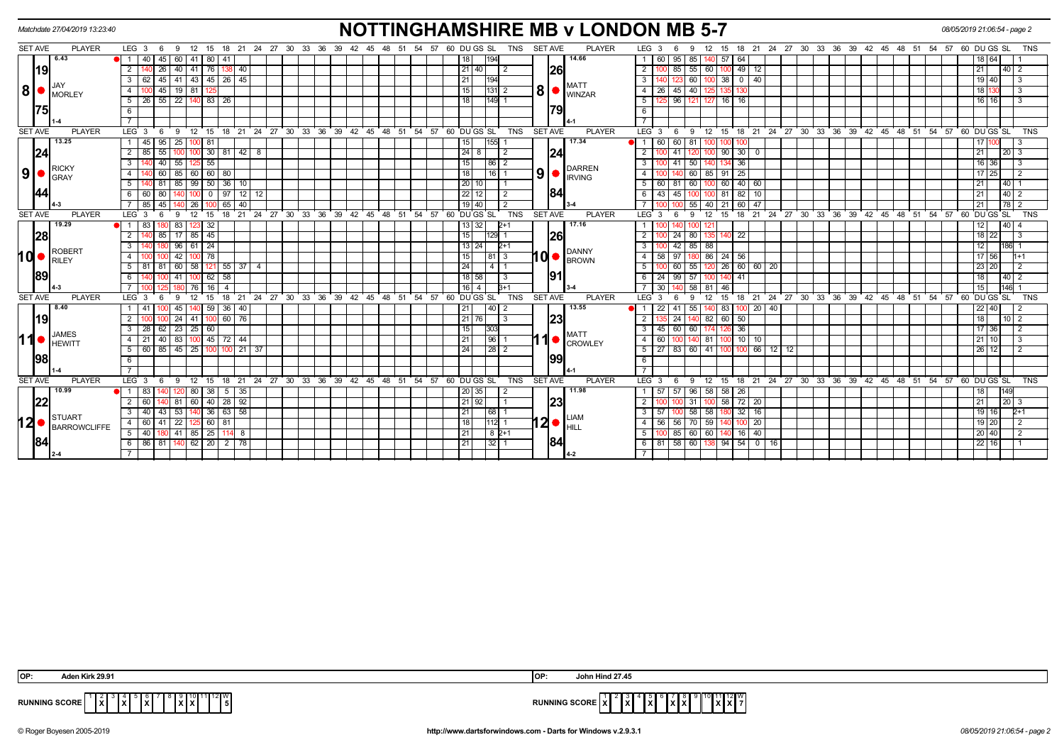*Matchdate 27/04/2019 13:23:40*

# NOTTINGHAMSHIRE MB v LONDON MB 5-7

*08/05/2019 21:06:54 - page 2*

| SET AVE | PLAYER | LEG | 3 | 6 | 9 | 12 | 15 | 18 | 21 | 24 | DU | GS | SL | TNS | SET AVE | PLAYER | LEG | 3 | 6 | 9 | 12 | 15 | 18 | 21 | 24 | 27 | DU | GS | SL | TNS |
|---|---|---|---|---|---|---|---|---|---|---|---|---|---|---|---|---|---|---|---|---|---|---|---|---|---|---|---|---|---|---|
| 6.43 | 8 JAY MORLEY | 1 | 40 | 45 | 60 | 41 | 80 | 41 | | | 18 | | 194 | | 14.66 | 8 MATT WINZAR | 1 | 60 | 95 | 85 | 140 | 57 | 64 | | | | 18 | 64 | | 1 |
| 19.75 | | 2 | 140 | 26 | 40 | 41 | 76 | 138 | 40 | | 21 | 40 | | 2 | 26.79 | | 2 | 100 | 85 | 55 | 60 | 100 | 49 | 12 | | | 21 | | 40 | 2 |
| | | 3 | 62 | 45 | 41 | 43 | 45 | 26 | 45 | | 21 | | 194 | | | | 3 | 140 | 123 | 60 | 100 | 38 | 0 | 40 | | | 19 | 40 | | 3 |
| | | 4 | 100 | 45 | 19 | 81 | 125 | | | | 15 | | 131 | 2 | | | 4 | 26 | 45 | 40 | 125 | 135 | 130 | | | | 18 | 130 | | 3 |
| | | 5 | 26 | 55 | 22 | 140 | 83 | 26 | | | 18 | | 149 | 1 | | | 5 | 125 | 96 | 121 | 127 | 16 | 16 | | | | 16 | 16 | | 3 |
| | 1-4 | | | | | | | | | | | | | | | 4-1 | | | | | | | | | | | | | | |
| 13.25 | 9 RICKY GRAY | 1 | 45 | 95 | 25 | 100 | 81 | | | | 15 | | 155 | 1 | 17.34 | 9 DARREN IRVING | 1 | 60 | 60 | 81 | 100 | 100 | 100 | | | | 17 | 100 | | 3 |
| 24.44 | | 2 | 85 | 55 | 100 | 100 | 30 | 81 | 42 | 8 | 24 | 8 | | 2 | 24.84 | | 2 | 100 | 41 | 120 | 100 | 90 | 30 | 0 | | | 21 | | 20 | 3 |
| | | 3 | 140 | 40 | 55 | 125 | 55 | | | | 15 | | 86 | 2 | | | 3 | 100 | 41 | 50 | 140 | 134 | 36 | | | | 16 | 36 | | 3 |
| | | 4 | 140 | 60 | 85 | 60 | 60 | 80 | | | 18 | | 16 | 1 | | | 4 | 100 | 140 | 60 | 85 | 91 | 25 | | | | 17 | 25 | | 2 |
| | | 5 | 140 | 81 | 85 | 99 | 50 | 36 | 10 | | 20 | 10 | | 1 | | | 5 | 60 | 81 | 60 | 100 | 60 | 40 | 60 | | | 21 | | 40 | 1 |
| | | 6 | 60 | 80 | 140 | 100 | 0 | 97 | 12 | 12 | 22 | 12 | | 2 | | | 6 | 43 | 45 | 100 | 100 | 81 | 82 | 10 | | | 21 | | 40 | 2 |
| | 4-3 | 7 | 85 | 45 | 140 | 26 | 100 | 65 | 40 | | 19 | 40 | | 2 | | 3-4 | 7 | 100 | 100 | 55 | 40 | 21 | 60 | 47 | | | 21 | | 78 | 2 |
| 19.29 | 10 ROBERT RILEY | 1 | 83 | 180 | 83 | 123 | 32 | | | | 13 | 32 | | 2+1 | 17.16 | 10 DANNY BROWN | 1 | 100 | 140 | 100 | 121 | | | | | | 12 | | 40 | 4 |
| 28.89 | | 2 | 140 | 85 | 17 | 85 | 45 | | | | 15 | | 129 | 1 | 26.91 | | 2 | 100 | 24 | 80 | 135 | 140 | 22 | | | | 18 | 22 | | 3 |
| | | 3 | 140 | 180 | 96 | 61 | 24 | | | | 13 | 24 | | 2+1 | | | 3 | 100 | 42 | 85 | 88 | | | | | | 12 | | 186 | 1 |
| | | 4 | 100 | 100 | 42 | 100 | 78 | | | | 15 | | 81 | 3 | | | 4 | 58 | 97 | 180 | 86 | 24 | 56 | | | | 17 | 56 | | 1+1 |
| | | 5 | 81 | 81 | 60 | 58 | 121 | 55 | 37 | 4 | 24 | | 4 | 1 | | | 5 | 100 | 60 | 55 | 120 | 26 | 60 | 60 | 20 | | 23 | 20 | | 2 |
| | | 6 | 140 | 100 | 41 | 100 | 62 | 58 | | | 18 | 58 | | 3 | | | 6 | 24 | 99 | 57 | 100 | 140 | 41 | | | | 18 | | 40 | 2 |
| | 4-3 | 7 | 100 | 125 | 180 | 76 | 16 | 4 | | | 16 | 4 | | 3+1 | | 3-4 | 7 | 30 | 140 | 58 | 81 | 46 | | | | | 15 | | 146 | 1 |
| 8.40 | 11 JAMES HEWITT | 1 | 41 | 100 | 45 | 140 | 59 | 36 | 40 | | 21 | | 40 | 2 | 13.55 | 11 MATT CROWLEY | 1 | 22 | 41 | 55 | 140 | 83 | 100 | 20 | 40 | | 22 | 40 | | 2 |
| 19.98 | | 2 | 100 | 100 | 24 | 41 | 100 | 60 | 76 | | 21 | 76 | | 3 | 23.99 | | 2 | 135 | 24 | 140 | 82 | 60 | 50 | | | | 18 | | 10 | 2 |
| | | 3 | 28 | 62 | 23 | 25 | 60 | | | | 15 | | 303 | | | | 3 | 45 | 60 | 60 | 174 | 126 | 36 | | | | 17 | 36 | | 2 |
| | | 4 | 21 | 40 | 83 | 100 | 45 | 72 | 44 | | 21 | | 96 | 1 | | | 4 | 60 | 100 | 140 | 81 | 100 | 10 | 10 | | | 21 | 10 | | 3 |
| | | 5 | 60 | 85 | 45 | 25 | 100 | 100 | 21 | 37 | 24 | | 28 | 2 | | | 5 | 27 | 83 | 60 | 41 | 100 | 100 | 66 | 12 | 12 | 26 | 12 | | 2 |
| | 1-4 | | | | | | | | | | | | | | | 4-1 | | | | | | | | | | | | | | |
| 10.99 | 12 STUART BARROWCLIFFE | 1 | 83 | 140 | 120 | 80 | 38 | 5 | 35 | | 20 | 35 | | 2 | 11.98 | 12 LIAM HILL | 1 | 57 | 57 | 96 | 58 | 58 | 26 | | | | 18 | | 149 | |
| 22.84 | | 2 | 60 | 140 | 81 | 60 | 40 | 28 | 92 | | 21 | 92 | | 1 | 23.84 | | 2 | 100 | 100 | 31 | 100 | 58 | 72 | 20 | | | 21 | | 20 | 3 |
| | | 3 | 40 | 43 | 53 | 140 | 36 | 63 | 58 | | 21 | | 68 | 1 | | | 3 | 57 | 100 | 58 | 58 | 180 | 32 | 16 | | | 19 | 16 | | 2+1 |
| | | 4 | 60 | 41 | 22 | 125 | 60 | 81 | | | 18 | | 112 | 1 | | | 4 | 56 | 56 | 70 | 59 | 140 | 100 | 20 | | | 19 | 20 | | 2 |
| | | 5 | 40 | 180 | 41 | 85 | 25 | 114 | 8 | | 21 | | 8 | 2+1 | | | 5 | 100 | 85 | 60 | 60 | 140 | 16 | 40 | | | 20 | 40 | | 2 |
| | | 6 | 86 | 81 | 140 | 62 | 20 | 2 | 78 | | 21 | | 32 | 1 | | | 6 | 81 | 58 | 60 | 138 | 94 | 54 | 0 | 16 | | 22 | 16 | | 1 |
| | 2-4 | 7 | | | | | | | | | | | | | | 4-2 | 7 | | | | | | | | | | | | | |

OP: Aden Kirk 29.91 | OP: John Hind 27.45

RUNNING SCORE (Nottinghamshire): 1 | 2 X | 3 | 4 X | 5 | 6 X | 7 | 8 | 9 X | 10 X | 11 | 12 | W 5

RUNNING SCORE (London): 1 X | 2 | 3 X | 4 | 5 X | 6 | 7 X | 8 X | 9 | 10 | 11 X | 12 X | W 7

© Roger Boyesen 2005-2019 http://www.dartsforwindows.com - Darts for Windows v.2.9.3.1 08/05/2019 21:06:54 - page 2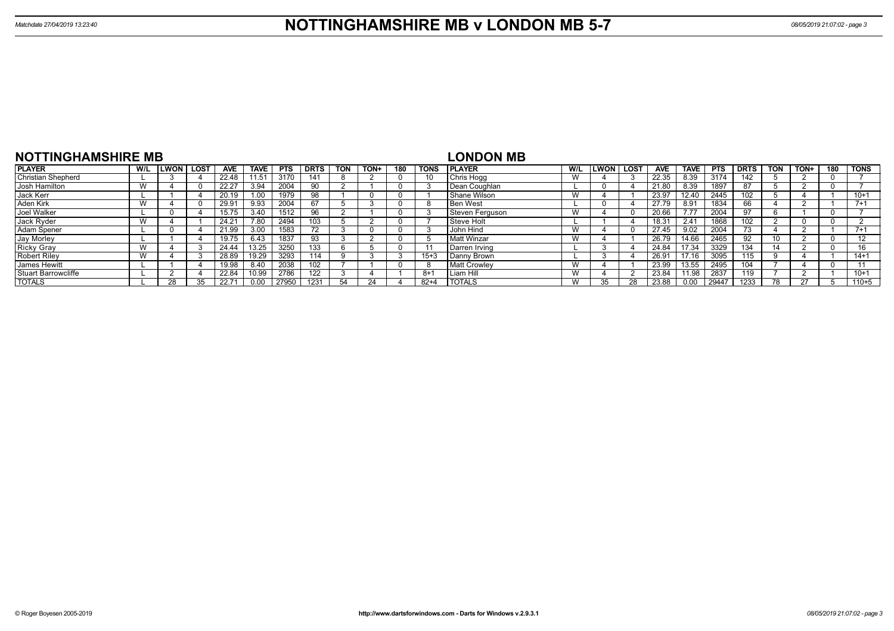# NOTTINGHAMSHIRE MB v LONDON MB 5-7

Matchdate 27/04/2019 13:23:40

## NOTTINGHAMSHIRE MB

| PLAYER | W/L | LWON | LOST | AVE | TAVE | PTS | DRTS | TON | TON+ | 180 | TONS |
|---|---|---|---|---|---|---|---|---|---|---|---|
| Christian Shepherd | L | 3 | 4 | 22.48 | 11.51 | 3170 | 141 | 8 | 2 | 0 | 10 |
| Josh Hamilton | W | 4 | 0 | 22.27 | 3.94 | 2004 | 90 | 2 | 1 | 0 | 3 |
| Jack Kerr | L | 1 | 4 | 20.19 | 1.00 | 1979 | 98 | 1 | 0 | 0 | 1 |
| Aden Kirk | W | 4 | 0 | 29.91 | 9.93 | 2004 | 67 | 5 | 3 | 0 | 8 |
| Joel Walker | L | 0 | 4 | 15.75 | 3.40 | 1512 | 96 | 2 | 1 | 0 | 3 |
| Jack Ryder | W | 4 | 1 | 24.21 | 7.80 | 2494 | 103 | 5 | 2 | 0 | 7 |
| Adam Spener | L | 0 | 4 | 21.99 | 3.00 | 1583 | 72 | 3 | 0 | 0 | 3 |
| Jay Morley | L | 1 | 4 | 19.75 | 6.43 | 1837 | 93 | 3 | 2 | 0 | 5 |
| Ricky Gray | W | 4 | 3 | 24.44 | 13.25 | 3250 | 133 | 6 | 5 | 0 | 11 |
| Robert Riley | W | 4 | 3 | 28.89 | 19.29 | 3293 | 114 | 9 | 3 | 3 | 15+3 |
| James Hewitt | L | 1 | 4 | 19.98 | 8.40 | 2038 | 102 | 7 | 1 | 0 | 8 |
| Stuart Barrowcliffe | L | 2 | 4 | 22.84 | 10.99 | 2786 | 122 | 3 | 4 | 1 | 8+1 |
| TOTALS | L | 28 | 35 | 22.71 | 0.00 | 27950 | 1231 | 54 | 24 | 4 | 82+4 |

## LONDON MB

| PLAYER | W/L | LWON | LOST | AVE | TAVE | PTS | DRTS | TON | TON+ | 180 | TONS |
|---|---|---|---|---|---|---|---|---|---|---|---|
| Chris Hogg | W | 4 | 3 | 22.35 | 8.39 | 3174 | 142 | 5 | 2 | 0 | 7 |
| Dean Coughlan | L | 0 | 4 | 21.80 | 8.39 | 1897 | 87 | 5 | 2 | 0 | 7 |
| Shane Wilson | W | 4 | 1 | 23.97 | 12.40 | 2445 | 102 | 5 | 4 | 1 | 10+1 |
| Ben West | L | 0 | 4 | 27.79 | 8.91 | 1834 | 66 | 4 | 2 | 1 | 7+1 |
| Steven Ferguson | W | 4 | 0 | 20.66 | 7.77 | 2004 | 97 | 6 | 1 | 0 | 7 |
| Steve Holt | L | 1 | 4 | 18.31 | 2.41 | 1868 | 102 | 2 | 0 | 0 | 2 |
| John Hind | W | 4 | 0 | 27.45 | 9.02 | 2004 | 73 | 4 | 2 | 1 | 7+1 |
| Matt Winzar | W | 4 | 1 | 26.79 | 14.66 | 2465 | 92 | 10 | 2 | 0 | 12 |
| Darren Irving | L | 3 | 4 | 24.84 | 17.34 | 3329 | 134 | 14 | 2 | 0 | 16 |
| Danny Brown | L | 3 | 4 | 26.91 | 17.16 | 3095 | 115 | 9 | 4 | 1 | 14+1 |
| Matt Crowley | W | 4 | 1 | 23.99 | 13.55 | 2495 | 104 | 7 | 4 | 0 | 11 |
| Liam Hill | W | 4 | 2 | 23.84 | 11.98 | 2837 | 119 | 7 | 2 | 1 | 10+1 |
| TOTALS | W | 35 | 28 | 23.88 | 0.00 | 29447 | 1233 | 78 | 27 | 5 | 110+5 |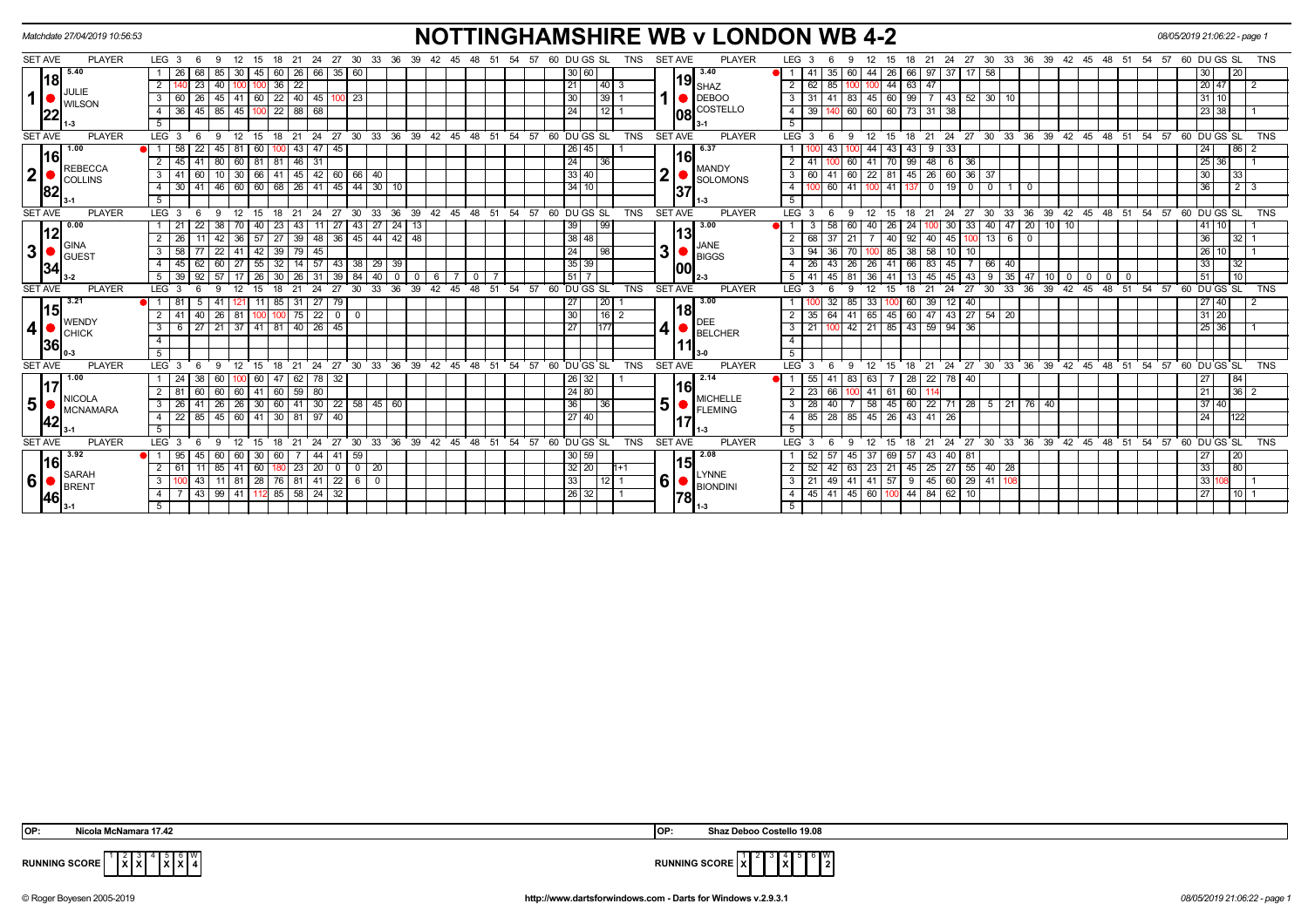Matchdate 27/04/2019 10:56:53

# NOTTINGHAMSHIRE WB v LONDON WB 4-2

08/05/2019 21:06:22 - page 1

| SET | AVE | PLAYER | LEG | 3 | 6 | 9 | 12 | 15 | 18 | 21 | 24 | 27 | 30 | 33 | 36 | 39 | 42 | 45 | 48 | 51 | 54 | 57 | 60 | DU | GS | SL | TNS | SET | AVE | PLAYER | LEG | 3 | 6 | 9 | 12 | 15 | 18 | 21 | 24 | 27 | 30 | 33 | 36 | 39 | 42 | 45 | 48 | 51 | 54 | 57 | 60 | DU | GS | SL | TNS |
|---|---|---|---|---|---|---|---|---|---|---|---|---|---|---|---|---|---|---|---|---|---|---|---|---|---|---|---|---|---|---|---|---|---|---|---|---|---|---|---|---|---|---|---|---|---|---|---|---|---|---|---|---|---|---|---|
| 1 | 18.22 (5.40) | JULIE WILSON 1-3 | 1 | 26 | 68 | 85 | 30 | 45 | 60 | 26 | 66 | 35 | 60 | | | | | | | | | | | 30 | 60 | | | 1 | 19.08 (3.40) | SHAZ DEBOO COSTELLO 3-1 | 1 | 41 | 35 | 60 | 44 | 26 | 66 | 97 | 37 | 17 | 58 | | | | | | | | | | | 30 | | 20 | |
| | | | 2 | 140 | 23 | 40 | 100 | 100 | 36 | 22 | | | | | | | | | | | | | | 21 | | 40 | 3 | | | | 2 | 62 | 85 | 100 | 100 | 44 | 63 | 47 | | | | | | | | | | | | | | 20 | 47 | | 2 |
| | | | 3 | 60 | 26 | 45 | 41 | 60 | 22 | 40 | 45 | 100 | 23 | | | | | | | | | | | 30 | | 39 | 1 | | | | 3 | 31 | 41 | 83 | 45 | 60 | 99 | 7 | 43 | 52 | 30 | 10 | | | | | | | | | | 31 | 10 | | |
| | | | 4 | 36 | 45 | 85 | 45 | 100 | 22 | 88 | 68 | | | | | | | | | | | | | 24 | | 12 | 1 | | | | 4 | 39 | 140 | 60 | 60 | 60 | 73 | 31 | 38 | | | | | | | | | | | | | 23 | 38 | | 1 |
| | | | 5 | | | | | | | | | | | | | | | | | | | | | | | | | | | | 5 | | | | | | | | | | | | | | | | | | | | | | | | |
| 2 | 16.82 (1.00) | REBECCA COLLINS 3-1 | 1 | 58 | 22 | 45 | 81 | 60 | 100 | 43 | 47 | 45 | | | | | | | | | | | | 26 | 45 | | 1 | 2 | 16.37 (6.37) | MANDY SOLOMONS 1-3 | 1 | 100 | 43 | 100 | 44 | 43 | 43 | 9 | 33 | | | | | | | | | | | | | 24 | | 86 | 2 |
| | | | 2 | 45 | 41 | 80 | 60 | 81 | 81 | 46 | 31 | | | | | | | | | | | | | 24 | | 36 | | | | | 2 | 41 | 100 | 60 | 41 | 70 | 99 | 48 | 6 | 36 | | | | | | | | | | | | 25 | 36 | | 1 |
| | | | 3 | 41 | 60 | 10 | 30 | 66 | 41 | 45 | 42 | 60 | 66 | 40 | | | | | | | | | | 33 | 40 | | | | | | 3 | 60 | 41 | 60 | 22 | 81 | 45 | 26 | 60 | 36 | 37 | | | | | | | | | | | 30 | | 33 | |
| | | | 4 | 30 | 41 | 46 | 60 | 60 | 68 | 26 | 41 | 45 | 44 | 30 | 10 | | | | | | | | | 34 | 10 | | | | | | 4 | 100 | 60 | 41 | 100 | 41 | 137 | 0 | 19 | 0 | 0 | 1 | 0 | | | | | | | | | 36 | | 2 | 3 |
| | | | 5 | | | | | | | | | | | | | | | | | | | | | | | | | | | | 5 | | | | | | | | | | | | | | | | | | | | | | | | |
| 3 | 12.34 (0.00) | GINA GUEST 3-2 | 1 | 21 | 22 | 38 | 70 | 40 | 23 | 43 | 11 | 27 | 43 | 27 | 24 | 13 | | | | | | | | 39 | | 99 | | 3 | 13.00 (3.00) | JANE BIGGS 2-3 | 1 | 3 | 58 | 60 | 40 | 26 | 24 | 100 | 30 | 33 | 40 | 47 | 20 | 10 | 10 | | | | | | | 41 | 10 | | 1 |
| | | | 2 | 26 | 11 | 42 | 36 | 57 | 27 | 39 | 48 | 36 | 45 | 44 | 42 | 48 | | | | | | | | 38 | 48 | | | | | | 2 | 68 | 37 | 21 | 7 | 40 | 92 | 40 | 45 | 100 | 13 | 6 | 0 | | | | | | | | | 36 | | 32 | 1 |
| | | | 3 | 58 | 77 | 22 | 41 | 42 | 39 | 79 | 45 | | | | | | | | | | | | | 24 | | 98 | | | | | 3 | 94 | 36 | 70 | 100 | 85 | 38 | 58 | 10 | 10 | | | | | | | | | | | | 26 | 10 | | 1 |
| | | | 4 | 45 | 62 | 60 | 27 | 55 | 32 | 14 | 57 | 43 | 38 | 29 | 39 | | | | | | | | | 35 | 39 | | | | | | 4 | 26 | 43 | 26 | 26 | 41 | 66 | 83 | 45 | 7 | 66 | 40 | | | | | | | | | | 33 | | 32 | |
| | | | 5 | 39 | 92 | 57 | 17 | 26 | 30 | 26 | 31 | 39 | 84 | 40 | 0 | 0 | 6 | 7 | 0 | 7 | | | | 51 | 7 | | | | | | 5 | 41 | 45 | 81 | 36 | 41 | 13 | 45 | 45 | 43 | 9 | 35 | 47 | 10 | 0 | 0 | 0 | 0 | 0 | | | 51 | | 10 | |
| 4 | 15.36 (3.21) | WENDY CHICK 0-3 | 1 | 81 | 5 | 41 | 121 | 11 | 85 | 31 | 27 | 79 | | | | | | | | | | | | 27 | | 20 | 1 | 4 | 18.11 (3.00) | DEE BELCHER 3-0 | 1 | 100 | 32 | 85 | 33 | 100 | 60 | 39 | 12 | 40 | | | | | | | | | | | | 27 | 40 | | 2 |
| | | | 2 | 41 | 40 | 26 | 81 | 100 | 100 | 75 | 22 | 0 | 0 | | | | | | | | | | | 30 | | 16 | 2 | | | | 2 | 35 | 64 | 41 | 65 | 45 | 60 | 47 | 43 | 27 | 54 | 20 | | | | | | | | | | 31 | 20 | | |
| | | | 3 | 6 | 27 | 21 | 37 | 41 | 81 | 40 | 26 | 45 | | | | | | | | | | | | 27 | | 177 | | | | | 3 | 21 | 100 | 42 | 21 | 85 | 43 | 59 | 94 | 36 | | | | | | | | | | | | 25 | 36 | | 1 |
| | | | 4 | | | | | | | | | | | | | | | | | | | | | | | | | | | | 4 | | | | | | | | | | | | | | | | | | | | | | | | |
| | | | 5 | | | | | | | | | | | | | | | | | | | | | | | | | | | | 5 | | | | | | | | | | | | | | | | | | | | | | | | |
| 5 | 17.42 (1.00) | NICOLA MCNAMARA 3-1 | 1 | 24 | 38 | 60 | 100 | 60 | 47 | 62 | 78 | 32 | | | | | | | | | | | | 26 | 32 | | 1 | 5 | 16.17 (2.14) | MICHELLE FLEMING 1-3 | 1 | 55 | 41 | 83 | 63 | 7 | 28 | 22 | 78 | 40 | | | | | | | | | | | | 27 | | 84 | |
| | | | 2 | 81 | 60 | 60 | 60 | 41 | 60 | 59 | 80 | | | | | | | | | | | | | 24 | 80 | | | | | | 2 | 23 | 66 | 100 | 41 | 61 | 60 | 114 | | | | | | | | | | | | | | 21 | | 36 | 2 |
| | | | 3 | 26 | 41 | 26 | 26 | 30 | 60 | 41 | 30 | 22 | 58 | 45 | 60 | | | | | | | | | 36 | | 36 | | | | | 3 | 28 | 40 | 7 | 58 | 45 | 60 | 22 | 71 | 28 | 5 | 21 | 76 | 40 | | | | | | | | 37 | 40 | | |
| | | | 4 | 22 | 85 | 45 | 60 | 41 | 30 | 81 | 97 | 40 | | | | | | | | | | | | 27 | 40 | | | | | | 4 | 85 | 28 | 85 | 45 | 26 | 43 | 41 | 26 | | | | | | | | | | | | | 24 | | 122 | |
| | | | 5 | | | | | | | | | | | | | | | | | | | | | | | | | | | | 5 | | | | | | | | | | | | | | | | | | | | | | | | |
| 6 | 16.46 (3.92) | SARAH BRENT 3-1 | 1 | 95 | 45 | 60 | 60 | 30 | 60 | 7 | 44 | 41 | 59 | | | | | | | | | | | 30 | 59 | | | 6 | 15.78 (2.08) | LYNNE BIONDINI 1-3 | 1 | 52 | 57 | 45 | 37 | 69 | 57 | 43 | 40 | 81 | | | | | | | | | | | | 27 | | 20 | |
| | | | 2 | 61 | 11 | 85 | 41 | 60 | 180 | 23 | 20 | 0 | 0 | 20 | | | | | | | | | | 32 | 20 | | 1+1 | | | | 2 | 52 | 42 | 63 | 23 | 21 | 45 | 25 | 27 | 55 | 40 | 28 | | | | | | | | | | 33 | | 80 | |
| | | | 3 | 100 | 43 | 11 | 81 | 28 | 76 | 81 | 41 | 22 | 6 | 0 | | | | | | | | | | 33 | | 12 | 1 | | | | 3 | 21 | 49 | 41 | 41 | 57 | 9 | 45 | 60 | 29 | 41 | 108 | | | | | | | | | | 33 | 108 | | 1 |
| | | | 4 | 7 | 43 | 99 | 41 | 112 | 85 | 58 | 24 | 32 | | | | | | | | | | | | 26 | 32 | | 1 | | | | 4 | 45 | 41 | 45 | 60 | 100 | 44 | 84 | 62 | 10 | | | | | | | | | | | | 27 | | 10 | 1 |
| | | | 5 | | | | | | | | | | | | | | | | | | | | | | | | | | | | 5 | | | | | | | | | | | | | | | | | | | | | | | | |

OP: Nicola McNamara 17.42

OP: Shaz Deboo Costello 19.08

RUNNING SCORE (Nottinghamshire WB)

| 1 | 2 | 3 | 4 | 5 | 6 | W |
|---|---|---|---|---|---|---|
| | X | X | | X | X | 4 |

RUNNING SCORE (London WB)

| 1 | 2 | 3 | 4 | 5 | 6 | W |
|---|---|---|---|---|---|---|
| X | | | X | | | 2 |

© Roger Boyesen 2005-2019 http://www.dartsforwindows.com - Darts for Windows v.2.9.3.1 08/05/2019 21:06:22 - page 1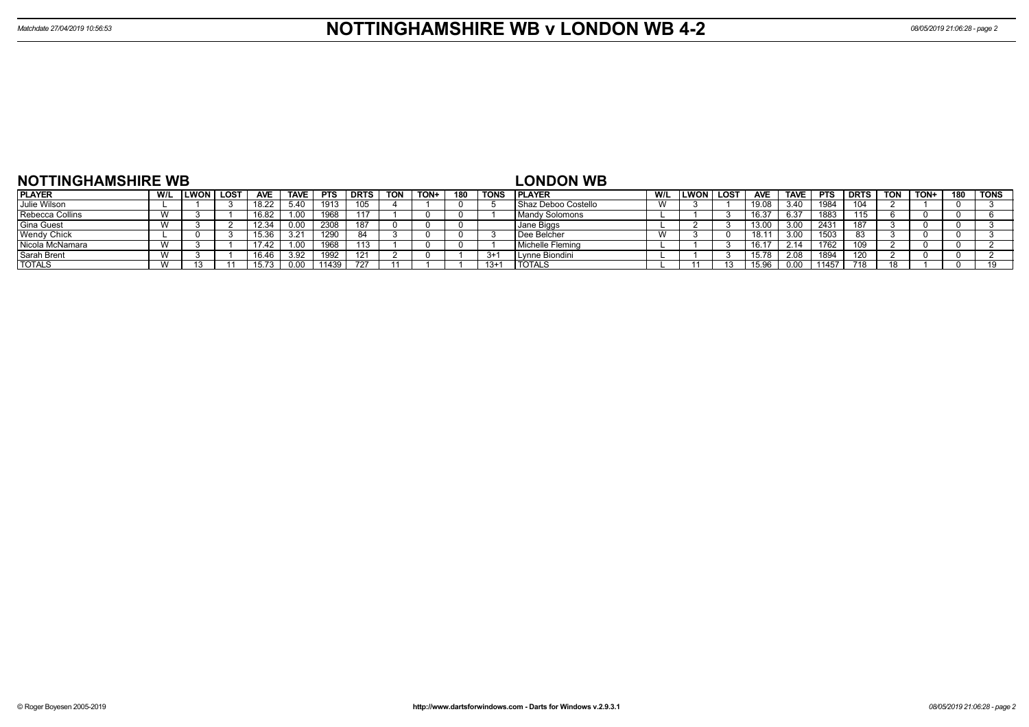# NOTTINGHAMSHIRE WB v LONDON WB 4-2

Matchdate 27/04/2019 10:56:53

## NOTTINGHAMSHIRE WB

| PLAYER | W/L | LWON | LOST | AVE | TAVE | PTS | DRTS | TON | TON+ | 180 | TONS |
|---|---|---|---|---|---|---|---|---|---|---|---|
| Julie Wilson | L | 1 | 3 | 18.22 | 5.40 | 1913 | 105 | 4 | 1 | 0 | 5 |
| Rebecca Collins | W | 3 | 1 | 16.82 | 1.00 | 1968 | 117 | 1 | 0 | 0 | 1 |
| Gina Guest | W | 3 | 2 | 12.34 | 0.00 | 2308 | 187 | 0 | 0 | 0 | |
| Wendy Chick | L | 0 | 3 | 15.36 | 3.21 | 1290 | 84 | 3 | 0 | 0 | 3 |
| Nicola McNamara | W | 3 | 1 | 17.42 | 1.00 | 1968 | 113 | 1 | 0 | 0 | 1 |
| Sarah Brent | W | 3 | 1 | 16.46 | 3.92 | 1992 | 121 | 2 | 0 | 1 | 3+1 |
| TOTALS | W | 13 | 11 | 15.73 | 0.00 | 11439 | 727 | 11 | 1 | 1 | 13+1 |

## LONDON WB

| PLAYER | W/L | LWON | LOST | AVE | TAVE | PTS | DRTS | TON | TON+ | 180 | TONS |
|---|---|---|---|---|---|---|---|---|---|---|---|
| Shaz Deboo Costello | W | 3 | 1 | 19.08 | 3.40 | 1984 | 104 | 2 | 1 | 0 | 3 |
| Mandy Solomons | L | 1 | 3 | 16.37 | 6.37 | 1883 | 115 | 6 | 0 | 0 | 6 |
| Jane Biggs | L | 2 | 3 | 13.00 | 3.00 | 2431 | 187 | 3 | 0 | 0 | 3 |
| Dee Belcher | W | 3 | 0 | 18.11 | 3.00 | 1503 | 83 | 3 | 0 | 0 | 3 |
| Michelle Fleming | L | 1 | 3 | 16.17 | 2.14 | 1762 | 109 | 2 | 0 | 0 | 2 |
| Lynne Biondini | L | 1 | 3 | 15.78 | 2.08 | 1894 | 120 | 2 | 0 | 0 | 2 |
| TOTALS | L | 11 | 13 | 15.96 | 0.00 | 11457 | 718 | 18 | 1 | 0 | 19 |